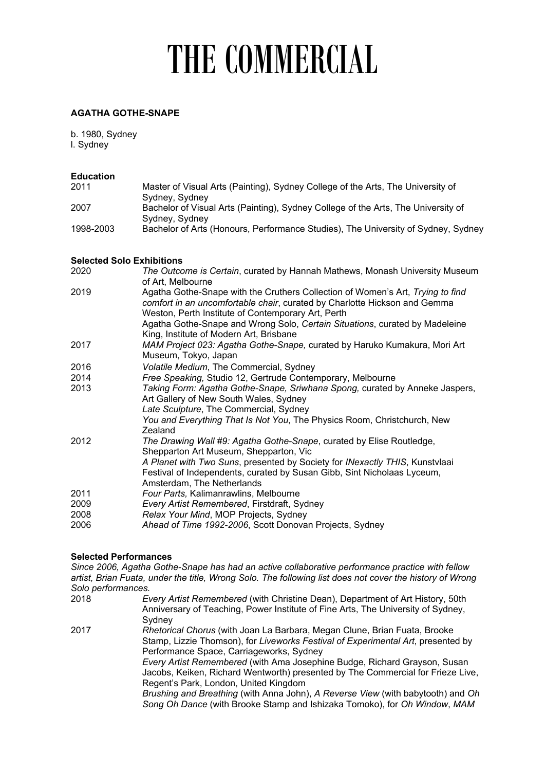# THE COMMERCIAL

**AGATHA GOTHE-SNAPE**

b. 1980, Sydney
l. Sydney

**Education**

| | |
|---|---|
| 2011 | Master of Visual Arts (Painting), Sydney College of the Arts, The University of Sydney, Sydney |
| 2007 | Bachelor of Visual Arts (Painting), Sydney College of the Arts, The University of Sydney, Sydney |
| 1998-2003 | Bachelor of Arts (Honours, Performance Studies), The University of Sydney, Sydney |

**Selected Solo Exhibitions**

| | |
|---|---|
| 2020 | *The Outcome is Certain*, curated by Hannah Mathews, Monash University Museum of Art, Melbourne |
| 2019 | Agatha Gothe-Snape with the Cruthers Collection of Women's Art, *Trying to find comfort in an uncomfortable chair*, curated by Charlotte Hickson and Gemma Weston, Perth Institute of Contemporary Art, Perth |
| | Agatha Gothe-Snape and Wrong Solo, *Certain Situations*, curated by Madeleine King, Institute of Modern Art, Brisbane |
| 2017 | *MAM Project 023: Agatha Gothe-Snape,* curated by Haruko Kumakura, Mori Art Museum, Tokyo, Japan |
| 2016 | *Volatile Medium*, The Commercial, Sydney |
| 2014 | *Free Speaking,* Studio 12, Gertrude Contemporary, Melbourne |
| 2013 | *Taking Form: Agatha Gothe-Snape, Sriwhana Spong,* curated by Anneke Jaspers, Art Gallery of New South Wales, Sydney |
| | *Late Sculpture*, The Commercial, Sydney |
| | *You and Everything That Is Not You*, The Physics Room, Christchurch, New Zealand |
| 2012 | *The Drawing Wall #9: Agatha Gothe-Snape*, curated by Elise Routledge, Shepparton Art Museum, Shepparton, Vic |
| | *A Planet with Two Suns*, presented by Society for *INexactly THIS*, Kunstvlaai Festival of Independents, curated by Susan Gibb, Sint Nicholaas Lyceum, Amsterdam, The Netherlands |
| 2011 | *Four Parts,* Kalimanrawlins, Melbourne |
| 2009 | *Every Artist Remembered*, Firstdraft, Sydney |
| 2008 | *Relax Your Mind*, MOP Projects, Sydney |
| 2006 | *Ahead of Time 1992-2006*, Scott Donovan Projects, Sydney |

**Selected Performances**

*Since 2006, Agatha Gothe-Snape has had an active collaborative performance practice with fellow artist, Brian Fuata, under the title, Wrong Solo. The following list does not cover the history of Wrong Solo performances.*

| | |
|---|---|
| 2018 | *Every Artist Remembered* (with Christine Dean), Department of Art History, 50th Anniversary of Teaching, Power Institute of Fine Arts, The University of Sydney, Sydney |
| 2017 | *Rhetorical Chorus* (with Joan La Barbara, Megan Clune, Brian Fuata, Brooke Stamp, Lizzie Thomson), for *Liveworks Festival of Experimental Art*, presented by Performance Space, Carriageworks, Sydney |
| | *Every Artist Remembered* (with Ama Josephine Budge, Richard Grayson, Susan Jacobs, Keiken, Richard Wentworth) presented by The Commercial for Frieze Live, Regent's Park, London, United Kingdom |
| | *Brushing and Breathing* (with Anna John), *A Reverse View* (with babytooth) and *Oh Song Oh Dance* (with Brooke Stamp and Ishizaka Tomoko), for *Oh Window*, *MAM* |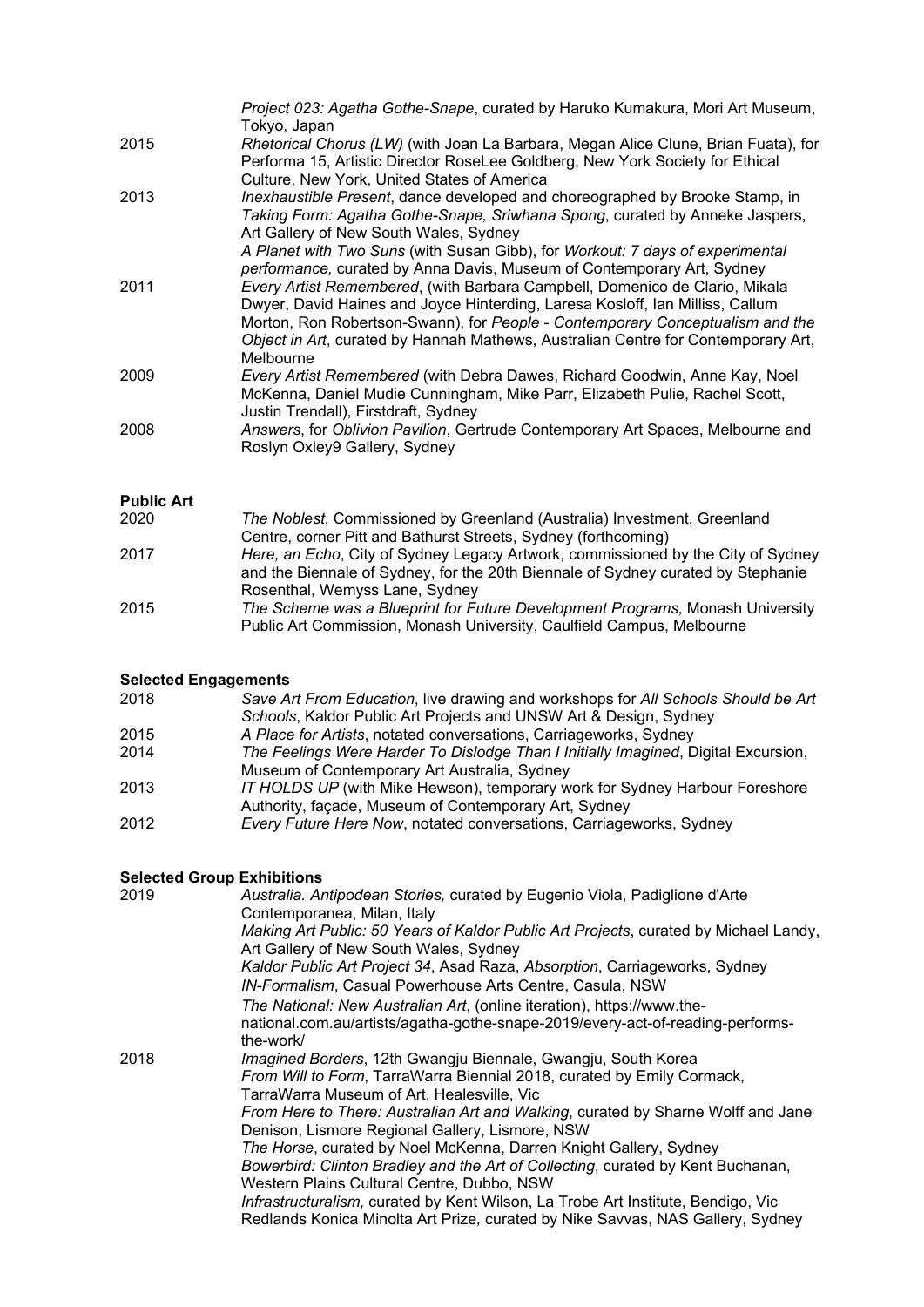|  |  |
|---|---|
|  | *Project 023: Agatha Gothe-Snape*, curated by Haruko Kumakura, Mori Art Museum, Tokyo, Japan |
| 2015 | *Rhetorical Chorus (LW)* (with Joan La Barbara, Megan Alice Clune, Brian Fuata), for Performa 15, Artistic Director RoseLee Goldberg, New York Society for Ethical Culture, New York, United States of America |
| 2013 | *Inexhaustible Present*, dance developed and choreographed by Brooke Stamp, in *Taking Form: Agatha Gothe-Snape, Sriwhana Spong*, curated by Anneke Jaspers, Art Gallery of New South Wales, Sydney |
|  | *A Planet with Two Suns* (with Susan Gibb), for *Workout: 7 days of experimental performance,* curated by Anna Davis, Museum of Contemporary Art, Sydney |
| 2011 | *Every Artist Remembered*, (with Barbara Campbell, Domenico de Clario, Mikala Dwyer, David Haines and Joyce Hinterding, Laresa Kosloff, Ian Milliss, Callum Morton, Ron Robertson-Swann), for *People - Contemporary Conceptualism and the Object in Art*, curated by Hannah Mathews, Australian Centre for Contemporary Art, Melbourne |
| 2009 | *Every Artist Remembered* (with Debra Dawes, Richard Goodwin, Anne Kay, Noel McKenna, Daniel Mudie Cunningham, Mike Parr, Elizabeth Pulie, Rachel Scott, Justin Trendall), Firstdraft, Sydney |
| 2008 | *Answers*, for *Oblivion Pavilion*, Gertrude Contemporary Art Spaces, Melbourne and Roslyn Oxley9 Gallery, Sydney |

## Public Art

|  |  |
|---|---|
| 2020 | *The Noblest*, Commissioned by Greenland (Australia) Investment, Greenland Centre, corner Pitt and Bathurst Streets, Sydney (forthcoming) |
| 2017 | *Here, an Echo*, City of Sydney Legacy Artwork, commissioned by the City of Sydney and the Biennale of Sydney, for the 20th Biennale of Sydney curated by Stephanie Rosenthal, Wemyss Lane, Sydney |
| 2015 | *The Scheme was a Blueprint for Future Development Programs,* Monash University Public Art Commission, Monash University, Caulfield Campus, Melbourne |

## Selected Engagements

|  |  |
|---|---|
| 2018 | *Save Art From Education*, live drawing and workshops for *All Schools Should be Art Schools*, Kaldor Public Art Projects and UNSW Art & Design, Sydney |
| 2015 | *A Place for Artists*, notated conversations, Carriageworks, Sydney |
| 2014 | *The Feelings Were Harder To Dislodge Than I Initially Imagined*, Digital Excursion, Museum of Contemporary Art Australia, Sydney |
| 2013 | *IT HOLDS UP* (with Mike Hewson), temporary work for Sydney Harbour Foreshore Authority, façade, Museum of Contemporary Art, Sydney |
| 2012 | *Every Future Here Now*, notated conversations, Carriageworks, Sydney |

## Selected Group Exhibitions

|  |  |
|---|---|
| 2019 | *Australia. Antipodean Stories,* curated by Eugenio Viola, Padiglione d'Arte Contemporanea, Milan, Italy |
|  | *Making Art Public: 50 Years of Kaldor Public Art Projects*, curated by Michael Landy, Art Gallery of New South Wales, Sydney |
|  | *Kaldor Public Art Project 34*, Asad Raza, *Absorption*, Carriageworks, Sydney |
|  | *IN-Formalism*, Casual Powerhouse Arts Centre, Casula, NSW |
|  | *The National: New Australian Art*, (online iteration), https://www.the-national.com.au/artists/agatha-gothe-snape-2019/every-act-of-reading-performs-the-work/ |
| 2018 | *Imagined Borders*, 12th Gwangju Biennale, Gwangju, South Korea |
|  | *From Will to Form*, TarraWarra Biennial 2018, curated by Emily Cormack, TarraWarra Museum of Art, Healesville, Vic |
|  | *From Here to There: Australian Art and Walking*, curated by Sharne Wolff and Jane Denison, Lismore Regional Gallery, Lismore, NSW |
|  | *The Horse*, curated by Noel McKenna, Darren Knight Gallery, Sydney |
|  | *Bowerbird: Clinton Bradley and the Art of Collecting*, curated by Kent Buchanan, Western Plains Cultural Centre, Dubbo, NSW |
|  | *Infrastructuralism,* curated by Kent Wilson, La Trobe Art Institute, Bendigo, Vic |
|  | Redlands Konica Minolta Art Prize*,* curated by Nike Savvas, NAS Gallery, Sydney |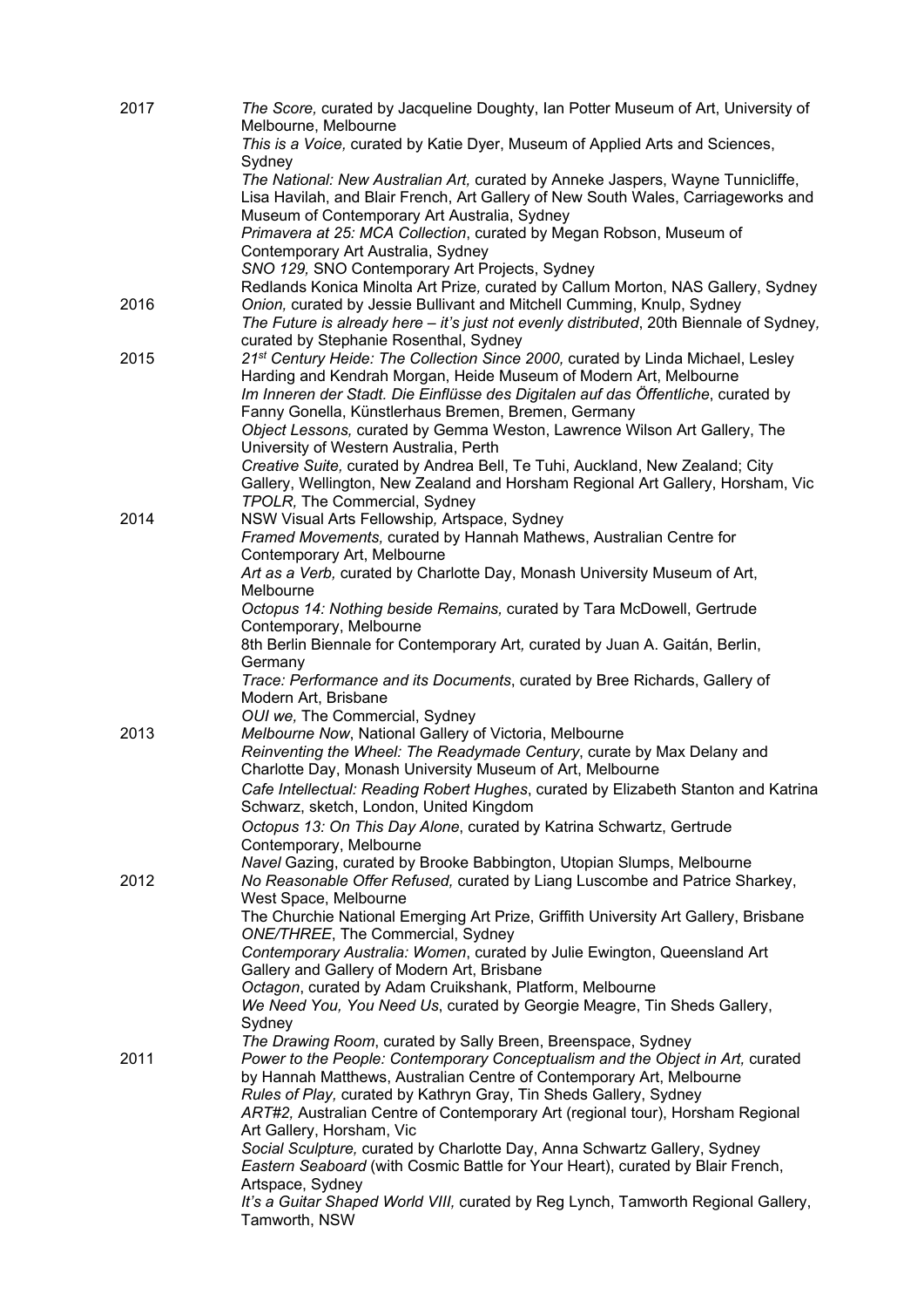2017

*The Score,* curated by Jacqueline Doughty, Ian Potter Museum of Art, University of Melbourne, Melbourne

*This is a Voice,* curated by Katie Dyer, Museum of Applied Arts and Sciences, Sydney

*The National: New Australian Art,* curated by Anneke Jaspers, Wayne Tunnicliffe, Lisa Havilah, and Blair French, Art Gallery of New South Wales, Carriageworks and Museum of Contemporary Art Australia, Sydney

*Primavera at 25: MCA Collection*, curated by Megan Robson, Museum of Contemporary Art Australia, Sydney

*SNO 129,* SNO Contemporary Art Projects, Sydney

Redlands Konica Minolta Art Prize*,* curated by Callum Morton, NAS Gallery, Sydney

2016

*Onion,* curated by Jessie Bullivant and Mitchell Cumming, Knulp, Sydney

*The Future is already here – it's just not evenly distributed*, 20th Biennale of Sydney*,* curated by Stephanie Rosenthal, Sydney

2015

*21st Century Heide: The Collection Since 2000,* curated by Linda Michael, Lesley Harding and Kendrah Morgan, Heide Museum of Modern Art, Melbourne

*Im Inneren der Stadt. Die Einflüsse des Digitalen auf das Öffentliche*, curated by Fanny Gonella, Künstlerhaus Bremen, Bremen, Germany

*Object Lessons,* curated by Gemma Weston, Lawrence Wilson Art Gallery, The University of Western Australia, Perth

*Creative Suite,* curated by Andrea Bell, Te Tuhi, Auckland, New Zealand; City Gallery, Wellington, New Zealand and Horsham Regional Art Gallery, Horsham, Vic

*TPOLR,* The Commercial, Sydney

2014

NSW Visual Arts Fellowship*,* Artspace, Sydney

*Framed Movements,* curated by Hannah Mathews, Australian Centre for Contemporary Art, Melbourne

*Art as a Verb,* curated by Charlotte Day, Monash University Museum of Art, Melbourne

*Octopus 14: Nothing beside Remains,* curated by Tara McDowell, Gertrude Contemporary, Melbourne

8th Berlin Biennale for Contemporary Art*,* curated by Juan A. Gaitán, Berlin, Germany

*Trace: Performance and its Documents*, curated by Bree Richards, Gallery of Modern Art, Brisbane

*OUI we,* The Commercial, Sydney

2013

*Melbourne Now*, National Gallery of Victoria, Melbourne

*Reinventing the Wheel: The Readymade Century*, curate by Max Delany and Charlotte Day, Monash University Museum of Art, Melbourne

*Cafe Intellectual: Reading Robert Hughes*, curated by Elizabeth Stanton and Katrina Schwarz, sketch, London, United Kingdom

*Octopus 13: On This Day Alone*, curated by Katrina Schwartz, Gertrude Contemporary, Melbourne

*Navel* Gazing, curated by Brooke Babbington, Utopian Slumps, Melbourne

2012

*No Reasonable Offer Refused,* curated by Liang Luscombe and Patrice Sharkey, West Space, Melbourne

The Churchie National Emerging Art Prize, Griffith University Art Gallery, Brisbane

*ONE/THREE*, The Commercial, Sydney

*Contemporary Australia: Women*, curated by Julie Ewington, Queensland Art Gallery and Gallery of Modern Art, Brisbane

*Octagon*, curated by Adam Cruikshank, Platform, Melbourne

*We Need You, You Need Us*, curated by Georgie Meagre, Tin Sheds Gallery, Sydney

*The Drawing Room*, curated by Sally Breen, Breenspace, Sydney

2011

*Power to the People: Contemporary Conceptualism and the Object in Art,* curated by Hannah Matthews, Australian Centre of Contemporary Art, Melbourne

*Rules of Play,* curated by Kathryn Gray, Tin Sheds Gallery, Sydney

*ART#2,* Australian Centre of Contemporary Art (regional tour), Horsham Regional Art Gallery, Horsham, Vic

*Social Sculpture,* curated by Charlotte Day, Anna Schwartz Gallery, Sydney

*Eastern Seaboard* (with Cosmic Battle for Your Heart), curated by Blair French, Artspace, Sydney

*It's a Guitar Shaped World VIII,* curated by Reg Lynch, Tamworth Regional Gallery, Tamworth, NSW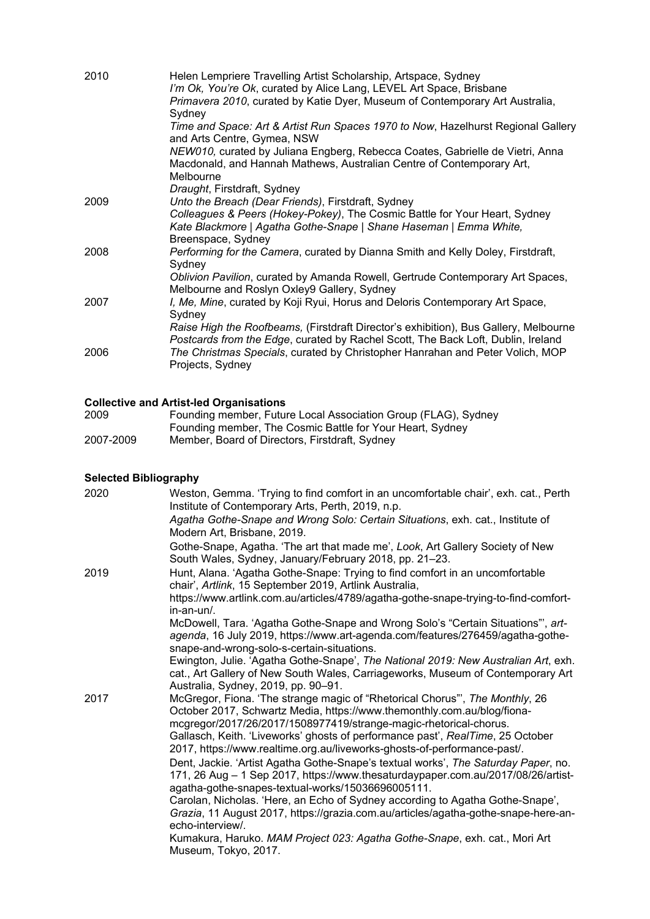| | |
|---|---|
| 2010 | Helen Lempriere Travelling Artist Scholarship, Artspace, Sydney<br>*I'm Ok, You're Ok*, curated by Alice Lang, LEVEL Art Space, Brisbane<br>*Primavera 2010*, curated by Katie Dyer, Museum of Contemporary Art Australia, Sydney<br>*Time and Space: Art & Artist Run Spaces 1970 to Now*, Hazelhurst Regional Gallery and Arts Centre, Gymea, NSW<br>*NEW010,* curated by Juliana Engberg, Rebecca Coates, Gabrielle de Vietri, Anna Macdonald, and Hannah Mathews, Australian Centre of Contemporary Art, Melbourne<br>*Draught*, Firstdraft, Sydney |
| 2009 | *Unto the Breach (Dear Friends)*, Firstdraft, Sydney<br>*Colleagues & Peers (Hokey-Pokey)*, The Cosmic Battle for Your Heart, Sydney<br>*Kate Blackmore \| Agatha Gothe-Snape \| Shane Haseman \| Emma White,* Breenspace, Sydney |
| 2008 | *Performing for the Camera*, curated by Dianna Smith and Kelly Doley, Firstdraft, Sydney<br>*Oblivion Pavilion*, curated by Amanda Rowell, Gertrude Contemporary Art Spaces, Melbourne and Roslyn Oxley9 Gallery, Sydney |
| 2007 | *I, Me, Mine*, curated by Koji Ryui, Horus and Deloris Contemporary Art Space, Sydney<br>*Raise High the Roofbeams,* (Firstdraft Director's exhibition), Bus Gallery, Melbourne<br>*Postcards from the Edge*, curated by Rachel Scott, The Back Loft, Dublin, Ireland |
| 2006 | *The Christmas Specials*, curated by Christopher Hanrahan and Peter Volich, MOP Projects, Sydney |

**Collective and Artist-led Organisations**

| | |
|---|---|
| 2009 | Founding member, Future Local Association Group (FLAG), Sydney<br>Founding member, The Cosmic Battle for Your Heart, Sydney |
| 2007-2009 | Member, Board of Directors, Firstdraft, Sydney |

**Selected Bibliography**

| | |
|---|---|
| 2020 | Weston, Gemma. 'Trying to find comfort in an uncomfortable chair', exh. cat., Perth Institute of Contemporary Arts, Perth, 2019, n.p.<br>*Agatha Gothe-Snape and Wrong Solo: Certain Situations*, exh. cat., Institute of Modern Art, Brisbane, 2019.<br>Gothe-Snape, Agatha. 'The art that made me', *Look*, Art Gallery Society of New South Wales, Sydney, January/February 2018, pp. 21–23. |
| 2019 | Hunt, Alana. 'Agatha Gothe-Snape: Trying to find comfort in an uncomfortable chair', *Artlink*, 15 September 2019, Artlink Australia, https://www.artlink.com.au/articles/4789/agatha-gothe-snape-trying-to-find-comfort-in-an-un/.<br>McDowell, Tara. 'Agatha Gothe-Snape and Wrong Solo's "Certain Situations"', *art-agenda*, 16 July 2019, https://www.art-agenda.com/features/276459/agatha-gothe-snape-and-wrong-solo-s-certain-situations.<br>Ewington, Julie. 'Agatha Gothe-Snape', *The National 2019: New Australian Art*, exh. cat., Art Gallery of New South Wales, Carriageworks, Museum of Contemporary Art Australia, Sydney, 2019, pp. 90–91. |
| 2017 | McGregor, Fiona. 'The strange magic of "Rhetorical Chorus"', *The Monthly*, 26 October 2017, Schwartz Media, https://www.themonthly.com.au/blog/fiona-mcgregor/2017/26/2017/1508977419/strange-magic-rhetorical-chorus.<br>Gallasch, Keith. 'Liveworks' ghosts of performance past', *RealTime*, 25 October 2017, https://www.realtime.org.au/liveworks-ghosts-of-performance-past/.<br>Dent, Jackie. 'Artist Agatha Gothe-Snape's textual works', *The Saturday Paper*, no. 171, 26 Aug – 1 Sep 2017, https://www.thesaturdaypaper.com.au/2017/08/26/artist-agatha-gothe-snapes-textual-works/15036696005111.<br>Carolan, Nicholas. 'Here, an Echo of Sydney according to Agatha Gothe-Snape', *Grazia*, 11 August 2017, https://grazia.com.au/articles/agatha-gothe-snape-here-an-echo-interview/.<br>Kumakura, Haruko. *MAM Project 023: Agatha Gothe-Snape*, exh. cat., Mori Art Museum, Tokyo, 2017. |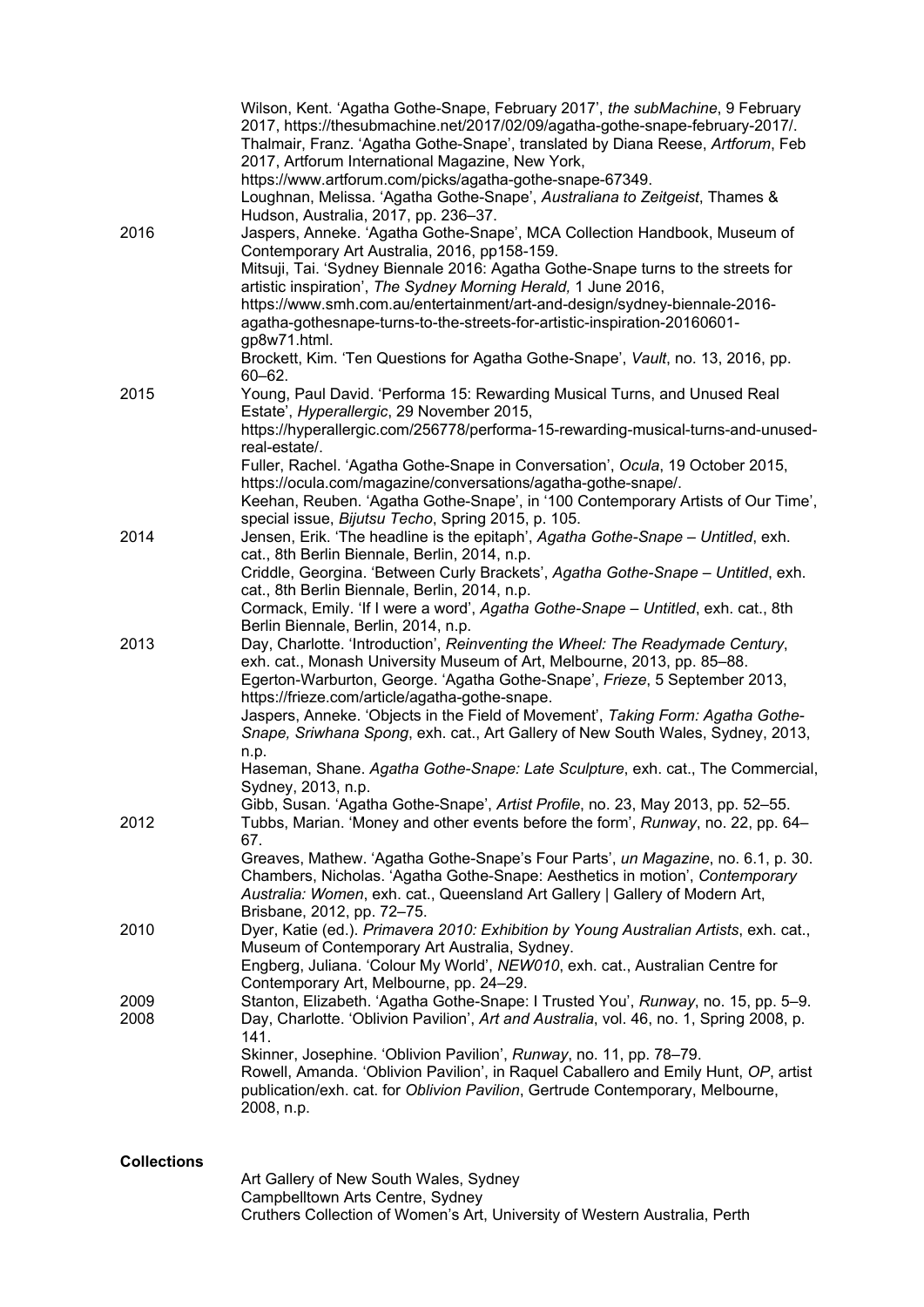Wilson, Kent. 'Agatha Gothe-Snape, February 2017', *the subMachine*, 9 February 2017, https://thesubmachine.net/2017/02/09/agatha-gothe-snape-february-2017/.

Thalmair, Franz. 'Agatha Gothe-Snape', translated by Diana Reese, *Artforum*, Feb 2017, Artforum International Magazine, New York, https://www.artforum.com/picks/agatha-gothe-snape-67349.

Loughnan, Melissa. 'Agatha Gothe-Snape', *Australiana to Zeitgeist*, Thames & Hudson, Australia, 2017, pp. 236–37.

**2016**

Jaspers, Anneke. 'Agatha Gothe-Snape', MCA Collection Handbook, Museum of Contemporary Art Australia, 2016, pp158-159.

Mitsuji, Tai. 'Sydney Biennale 2016: Agatha Gothe-Snape turns to the streets for artistic inspiration', *The Sydney Morning Herald,* 1 June 2016, https://www.smh.com.au/entertainment/art-and-design/sydney-biennale-2016-agatha-gothesnape-turns-to-the-streets-for-artistic-inspiration-20160601-gp8w71.html.

Brockett, Kim. 'Ten Questions for Agatha Gothe-Snape', *Vault*, no. 13, 2016, pp. 60–62.

**2015**

Young, Paul David. 'Performa 15: Rewarding Musical Turns, and Unused Real Estate', *Hyperallergic*, 29 November 2015, https://hyperallergic.com/256778/performa-15-rewarding-musical-turns-and-unused-real-estate/.

Fuller, Rachel. 'Agatha Gothe-Snape in Conversation', *Ocula*, 19 October 2015, https://ocula.com/magazine/conversations/agatha-gothe-snape/.

Keehan, Reuben. 'Agatha Gothe-Snape', in '100 Contemporary Artists of Our Time', special issue, *Bijutsu Techo*, Spring 2015, p. 105.

**2014**

Jensen, Erik. 'The headline is the epitaph', *Agatha Gothe-Snape – Untitled*, exh. cat., 8th Berlin Biennale, Berlin, 2014, n.p.

Criddle, Georgina. 'Between Curly Brackets', *Agatha Gothe-Snape – Untitled*, exh. cat., 8th Berlin Biennale, Berlin, 2014, n.p.

Cormack, Emily. 'If I were a word', *Agatha Gothe-Snape – Untitled*, exh. cat., 8th Berlin Biennale, Berlin, 2014, n.p.

**2013**

Day, Charlotte. 'Introduction', *Reinventing the Wheel: The Readymade Century*, exh. cat., Monash University Museum of Art, Melbourne, 2013, pp. 85–88.

Egerton-Warburton, George. 'Agatha Gothe-Snape', *Frieze*, 5 September 2013, https://frieze.com/article/agatha-gothe-snape.

Jaspers, Anneke. 'Objects in the Field of Movement', *Taking Form: Agatha Gothe-Snape, Sriwhana Spong*, exh. cat., Art Gallery of New South Wales, Sydney, 2013, n.p.

Haseman, Shane. *Agatha Gothe-Snape: Late Sculpture*, exh. cat., The Commercial, Sydney, 2013, n.p.

Gibb, Susan. 'Agatha Gothe-Snape', *Artist Profile*, no. 23, May 2013, pp. 52–55.

**2012**

Tubbs, Marian. 'Money and other events before the form', *Runway*, no. 22, pp. 64–67.

Greaves, Mathew. 'Agatha Gothe-Snape's Four Parts', *un Magazine*, no. 6.1, p. 30.

Chambers, Nicholas. 'Agatha Gothe-Snape: Aesthetics in motion', *Contemporary Australia: Women*, exh. cat., Queensland Art Gallery | Gallery of Modern Art, Brisbane, 2012, pp. 72–75.

**2010**

Dyer, Katie (ed.). *Primavera 2010: Exhibition by Young Australian Artists*, exh. cat., Museum of Contemporary Art Australia, Sydney.

Engberg, Juliana. 'Colour My World', *NEW010*, exh. cat., Australian Centre for Contemporary Art, Melbourne, pp. 24–29.

**2009**

Stanton, Elizabeth. 'Agatha Gothe-Snape: I Trusted You', *Runway*, no. 15, pp. 5–9.

**2008**

Day, Charlotte. 'Oblivion Pavilion', *Art and Australia*, vol. 46, no. 1, Spring 2008, p. 141.

Skinner, Josephine. 'Oblivion Pavilion', *Runway*, no. 11, pp. 78–79.

Rowell, Amanda. 'Oblivion Pavilion', in Raquel Caballero and Emily Hunt, *OP*, artist publication/exh. cat. for *Oblivion Pavilion*, Gertrude Contemporary, Melbourne, 2008, n.p.

## Collections

Art Gallery of New South Wales, Sydney
Campbelltown Arts Centre, Sydney
Cruthers Collection of Women's Art, University of Western Australia, Perth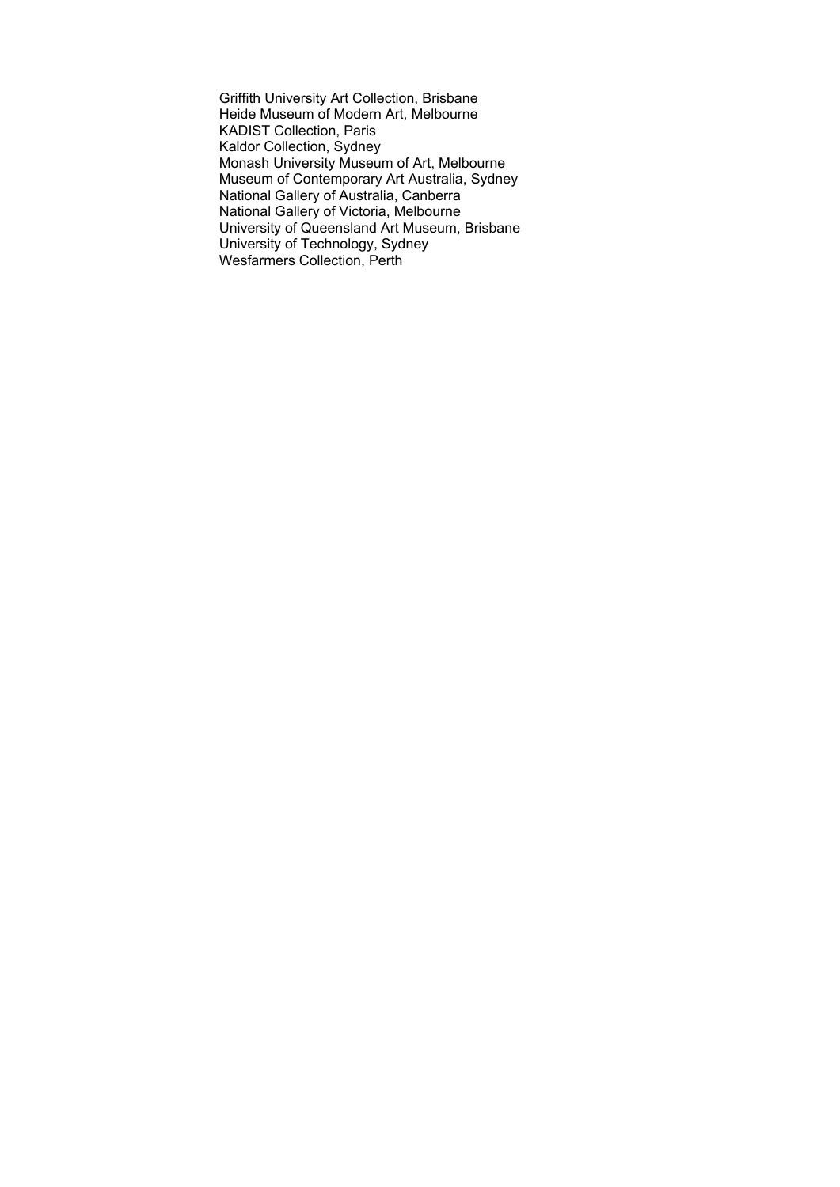Griffith University Art Collection, Brisbane
Heide Museum of Modern Art, Melbourne
KADIST Collection, Paris
Kaldor Collection, Sydney
Monash University Museum of Art, Melbourne
Museum of Contemporary Art Australia, Sydney
National Gallery of Australia, Canberra
National Gallery of Victoria, Melbourne
University of Queensland Art Museum, Brisbane
University of Technology, Sydney
Wesfarmers Collection, Perth